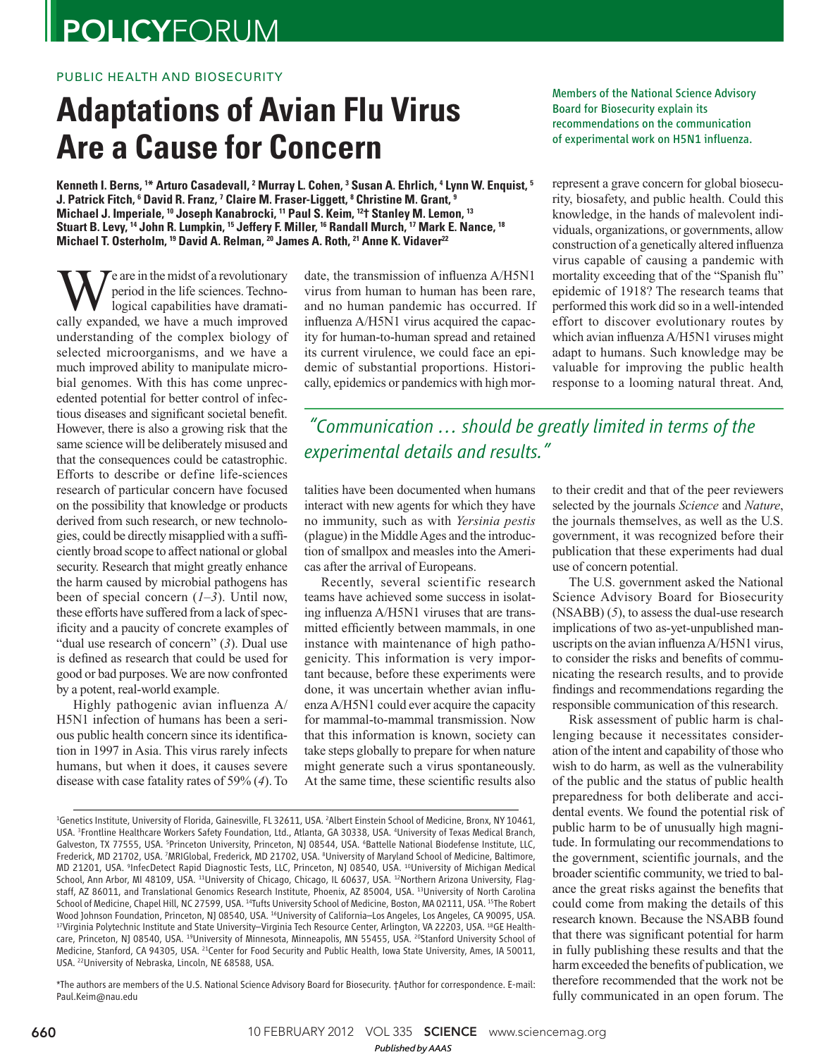PUBLIC HEALTH AND BIOSECURITY

# Adaptations of Avian Flu Virus Are a Cause for Concern

Members of the National Science Advisory Board for Biosecurity explain its recommendations on the communication of experimental work on H5N1 influenza.

**Kenneth I. Berns,[1]* Arturo Casadevall,[2] Murray L. Cohen,[3] Susan A. Ehrlich,[4] Lynn W. Enquist,[5] J. Patrick Fitch,[6] David R. Franz,[7] Claire M. Fraser-Liggett,[8] Christine M. Grant,[9] Michael J. Imperiale,[10] Joseph Kanabrocki,[11] Paul S. Keim,[12]† Stanley M. Lemon,[13] Stuart B. Levy,[14] John R. Lumpkin,[15] Jeffery F. Miller,[16] Randall Murch,[17] Mark E. Nance,[18] Michael T. Osterholm,[19] David A. Relman,[20] James A. Roth,[21] Anne K. Vidaver[22]**

We are in the midst of a revolutionary period in the life sciences. Technological capabilities have dramatically expanded, we have a much improved understanding of the complex biology of selected microorganisms, and we have a much improved ability to manipulate microbial genomes. With this has come unprecedented potential for better control of infectious diseases and significant societal benefit. However, there is also a growing risk that the same science will be deliberately misused and that the consequences could be catastrophic. Efforts to describe or define life-sciences research of particular concern have focused on the possibility that knowledge or products derived from such research, or new technologies, could be directly misapplied with a sufficiently broad scope to affect national or global security. Research that might greatly enhance the harm caused by microbial pathogens has been of special concern (*1–3*). Until now, these efforts have suffered from a lack of specificity and a paucity of concrete examples of "dual use research of concern" (*3*). Dual use is defined as research that could be used for good or bad purposes. We are now confronted by a potent, real-world example.

Highly pathogenic avian influenza A/H5N1 infection of humans has been a serious public health concern since its identification in 1997 in Asia. This virus rarely infects humans, but when it does, it causes severe disease with case fatality rates of 59% (*4*). To date, the transmission of influenza A/H5N1 virus from human to human has been rare, and no human pandemic has occurred. If influenza A/H5N1 virus acquired the capacity for human-to-human spread and retained its current virulence, we could face an epidemic of substantial proportions. Historically, epidemics or pandemics with high mortalities have been documented when humans interact with new agents for which they have no immunity, such as with *Yersinia pestis* (plague) in the Middle Ages and the introduction of smallpox and measles into the Americas after the arrival of Europeans.

> *"Communication … should be greatly limited in terms of the experimental details and results."*

Recently, several scientific research teams have achieved some success in isolating influenza A/H5N1 viruses that are transmitted efficiently between mammals, in one instance with maintenance of high pathogenicity. This information is very important because, before these experiments were done, it was uncertain whether avian influenza A/H5N1 could ever acquire the capacity for mammal-to-mammal transmission. Now that this information is known, society can take steps globally to prepare for when nature might generate such a virus spontaneously. At the same time, these scientific results also represent a grave concern for global biosecurity, biosafety, and public health. Could this knowledge, in the hands of malevolent individuals, organizations, or governments, allow construction of a genetically altered influenza virus capable of causing a pandemic with mortality exceeding that of the "Spanish flu" epidemic of 1918? The research teams that performed this work did so in a well-intended effort to discover evolutionary routes by which avian influenza A/H5N1 viruses might adapt to humans. Such knowledge may be valuable for improving the public health response to a looming natural threat. And, to their credit and that of the peer reviewers selected by the journals *Science* and *Nature*, the journals themselves, as well as the U.S. government, it was recognized before their publication that these experiments had dual use of concern potential.

The U.S. government asked the National Science Advisory Board for Biosecurity (NSABB) (*5*), to assess the dual-use research implications of two as-yet-unpublished manuscripts on the avian influenza A/H5N1 virus, to consider the risks and benefits of communicating the research results, and to provide findings and recommendations regarding the responsible communication of this research.

Risk assessment of public harm is challenging because it necessitates consideration of the intent and capability of those who wish to do harm, as well as the vulnerability of the public and the status of public health preparedness for both deliberate and accidental events. We found the potential risk of public harm to be of unusually high magnitude. In formulating our recommendations to the government, scientific journals, and the broader scientific community, we tried to balance the great risks against the benefits that could come from making the details of this research known. Because the NSABB found that there was significant potential for harm in fully publishing these results and that the harm exceeded the benefits of publication, we therefore recommended that the work not be fully communicated in an open forum. The

---

[1]Genetics Institute, University of Florida, Gainesville, FL 32611, USA. [2]Albert Einstein School of Medicine, Bronx, NY 10461, USA. [3]Frontline Healthcare Workers Safety Foundation, Ltd., Atlanta, GA 30338, USA. [4]University of Texas Medical Branch, Galveston, TX 77555, USA. [5]Princeton University, Princeton, NJ 08544, USA. [6]Battelle National Biodefense Institute, LLC, Frederick, MD 21702, USA. [7]MRIGlobal, Frederick, MD 21702, USA. [8]University of Maryland School of Medicine, Baltimore, MD 21201, USA. [9]InfecDetect Rapid Diagnostic Tests, LLC, Princeton, NJ 08540, USA. [10]University of Michigan Medical School, Ann Arbor, MI 48109, USA. [11]University of Chicago, Chicago, IL 60637, USA. [12]Northern Arizona University, Flagstaff, AZ 86011, and Translational Genomics Research Institute, Phoenix, AZ 85004, USA. [13]University of North Carolina School of Medicine, Chapel Hill, NC 27599, USA. [14]Tufts University School of Medicine, Boston, MA 02111, USA. [15]The Robert Wood Johnson Foundation, Princeton, NJ 08540, USA. [16]University of California–Los Angeles, Los Angeles, CA 90095, USA. [17]Virginia Polytechnic Institute and State University–Virginia Tech Resource Center, Arlington, VA 22203, USA. [18]GE Healthcare, Princeton, NJ 08540, USA. [19]University of Minnesota, Minneapolis, MN 55455, USA. [20]Stanford University School of Medicine, Stanford, CA 94305, USA. [21]Center for Food Security and Public Health, Iowa State University, Ames, IA 50011, USA. [22]University of Nebraska, Lincoln, NE 68588, USA.

*The authors are members of the U.S. National Science Advisory Board for Biosecurity. †Author for correspondence. E-mail: Paul.Keim@nau.edu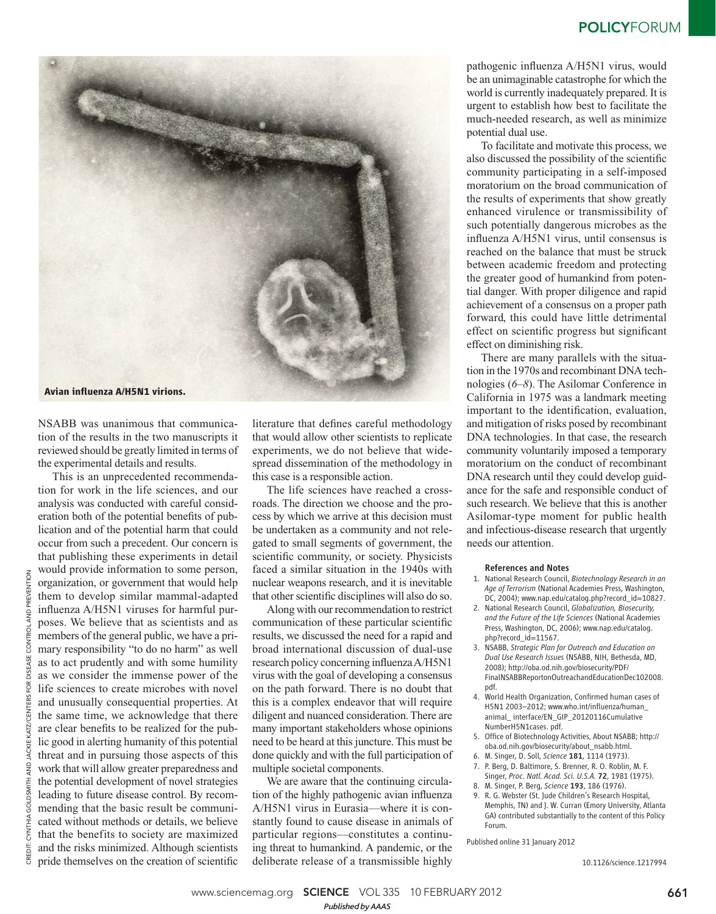Avian influenza A/H5N1 virions.

NSABB was unanimous that communication of the results in the two manuscripts it reviewed should be greatly limited in terms of the experimental details and results.

This is an unprecedented recommendation for work in the life sciences, and our analysis was conducted with careful consideration both of the potential benefits of publication and of the potential harm that could occur from such a precedent. Our concern is that publishing these experiments in detail would provide information to some person, organization, or government that would help them to develop similar mammal-adapted influenza A/H5N1 viruses for harmful purposes. We believe that as scientists and as members of the general public, we have a primary responsibility "to do no harm" as well as to act prudently and with some humility as we consider the immense power of the life sciences to create microbes with novel and unusually consequential properties. At the same time, we acknowledge that there are clear benefits to be realized for the public good in alerting humanity of this potential threat and in pursuing those aspects of this work that will allow greater preparedness and the potential development of novel strategies leading to future disease control. By recommending that the basic result be communicated without methods or details, we believe that the benefits to society are maximized and the risks minimized. Although scientists pride themselves on the creation of scientific literature that defines careful methodology that would allow other scientists to replicate experiments, we do not believe that widespread dissemination of the methodology in this case is a responsible action.

The life sciences have reached a crossroads. The direction we choose and the process by which we arrive at this decision must be undertaken as a community and not relegated to small segments of government, the scientific community, or society. Physicists faced a similar situation in the 1940s with nuclear weapons research, and it is inevitable that other scientific disciplines will also do so.

Along with our recommendation to restrict communication of these particular scientific results, we discussed the need for a rapid and broad international discussion of dual-use research policy concerning influenza A/H5N1 virus with the goal of developing a consensus on the path forward. There is no doubt that this is a complex endeavor that will require diligent and nuanced consideration. There are many important stakeholders whose opinions need to be heard at this juncture. This must be done quickly and with the full participation of multiple societal components.

We are aware that the continuing circulation of the highly pathogenic avian influenza A/H5N1 virus in Eurasia—where it is constantly found to cause disease in animals of particular regions—constitutes a continuing threat to humankind. A pandemic, or the deliberate release of a transmissible highly pathogenic influenza A/H5N1 virus, would be an unimaginable catastrophe for which the world is currently inadequately prepared. It is urgent to establish how best to facilitate the much-needed research, as well as minimize potential dual use.

To facilitate and motivate this process, we also discussed the possibility of the scientific community participating in a self-imposed moratorium on the broad communication of the results of experiments that show greatly enhanced virulence or transmissibility of such potentially dangerous microbes as the influenza A/H5N1 virus, until consensus is reached on the balance that must be struck between academic freedom and protecting the greater good of humankind from potential danger. With proper diligence and rapid achievement of a consensus on a proper path forward, this could have little detrimental effect on scientific progress but significant effect on diminishing risk.

There are many parallels with the situation in the 1970s and recombinant DNA technologies (*6–8*). The Asilomar Conference in California in 1975 was a landmark meeting important to the identification, evaluation, and mitigation of risks posed by recombinant DNA technologies. In that case, the research community voluntarily imposed a temporary moratorium on the conduct of recombinant DNA research until they could develop guidance for the safe and responsible conduct of such research. We believe that this is another Asilomar-type moment for public health and infectious-disease research that urgently needs our attention.

### References and Notes

1. National Research Council, *Biotechnology Research in an Age of Terrorism* (National Academies Press, Washington, DC, 2004); www.nap.edu/catalog.php?record_id=10827.
2. National Research Council, *Globalization, Biosecurity, and the Future of the Life Sciences* (National Academies Press, Washington, DC, 2006); www.nap.edu/catalog.php?record_id=11567.
3. NSABB, *Strategic Plan for Outreach and Education on Dual Use Research Issues* (NSABB, NIH, Bethesda, MD, 2008); http://oba.od.nih.gov/biosecurity/PDF/FinalNSABBReportonOutreachandEducationDec102008.pdf.
4. World Health Organization, Confirmed human cases of H5N1 2003–2012; www.who.int/influenza/human_animal_interface/EN_GIP_20120116CumulativeNumberH5N1cases.pdf.
5. Office of Biotechnology Activities, About NSABB; http://oba.od.nih.gov/biosecurity/about_nsabb.html.
6. M. Singer, D. Soll, *Science* **181**, 1114 (1973).
7. P. Berg, D. Baltimore, S. Brenner, R. O. Roblin, M. F. Singer, *Proc. Natl. Acad. Sci. U.S.A.* **72**, 1981 (1975).
8. M. Singer, P. Berg, *Science* **193**, 186 (1976).
9. R. G. Webster (St. Jude Children's Research Hospital, Memphis, TN) and J. W. Curran (Emory University, Atlanta GA) contributed substantially to the content of this Policy Forum.

Published online 31 January 2012

10.1126/science.1217994